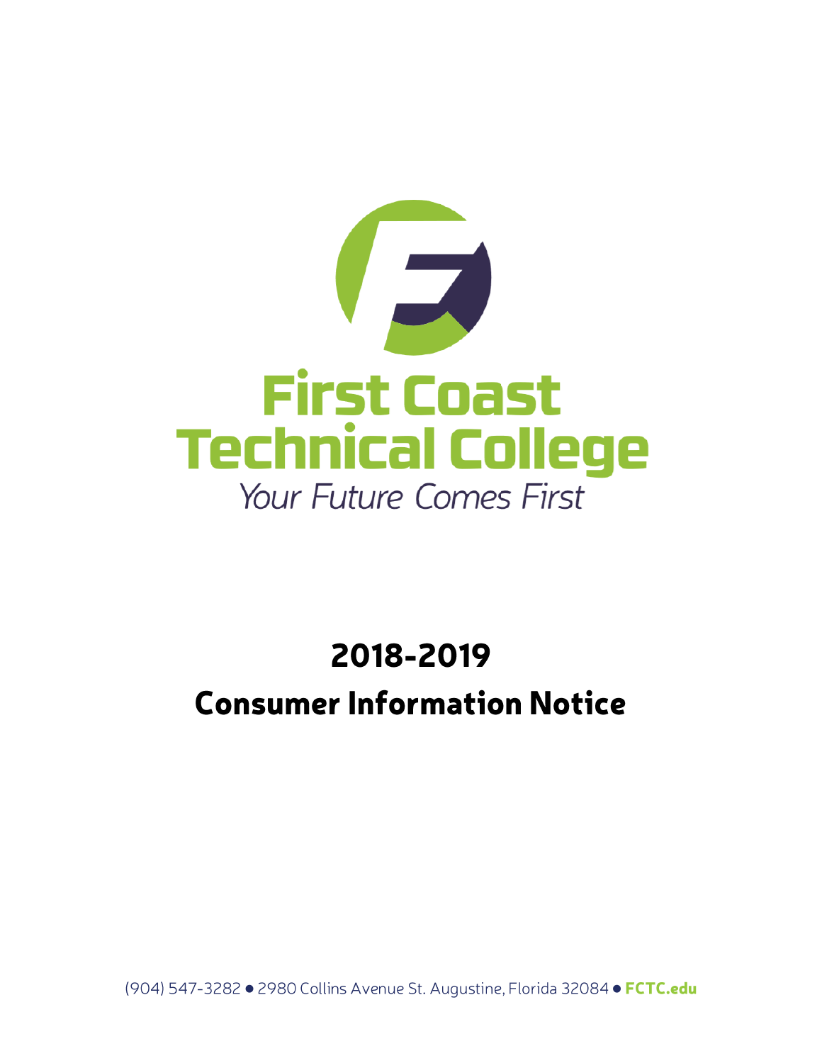# First Coast Technical College

*Your Future Comes First*

# 2018-2019

# Consumer Information Notice

(904) 547-3282 ● 2980 Collins Avenue St. Augustine, Florida 32084 ● **FCTC.edu**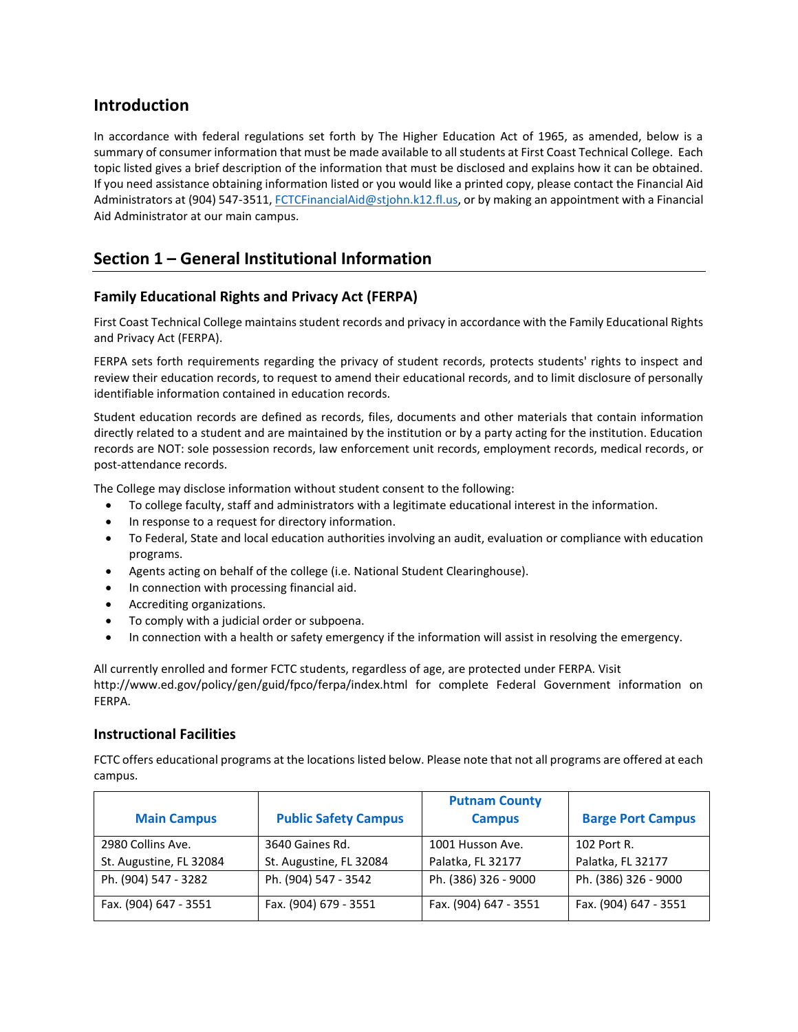## Introduction

In accordance with federal regulations set forth by The Higher Education Act of 1965, as amended, below is a summary of consumer information that must be made available to all students at First Coast Technical College. Each topic listed gives a brief description of the information that must be disclosed and explains how it can be obtained. If you need assistance obtaining information listed or you would like a printed copy, please contact the Financial Aid Administrators at (904) 547-3511, FCTCFinancialAid@stjohn.k12.fl.us, or by making an appointment with a Financial Aid Administrator at our main campus.

## Section 1 – General Institutional Information

### Family Educational Rights and Privacy Act (FERPA)

First Coast Technical College maintains student records and privacy in accordance with the Family Educational Rights and Privacy Act (FERPA).

FERPA sets forth requirements regarding the privacy of student records, protects students' rights to inspect and review their education records, to request to amend their educational records, and to limit disclosure of personally identifiable information contained in education records.

Student education records are defined as records, files, documents and other materials that contain information directly related to a student and are maintained by the institution or by a party acting for the institution. Education records are NOT: sole possession records, law enforcement unit records, employment records, medical records, or post-attendance records.

The College may disclose information without student consent to the following:

- To college faculty, staff and administrators with a legitimate educational interest in the information.
- In response to a request for directory information.
- To Federal, State and local education authorities involving an audit, evaluation or compliance with education programs.
- Agents acting on behalf of the college (i.e. National Student Clearinghouse).
- In connection with processing financial aid.
- Accrediting organizations.
- To comply with a judicial order or subpoena.
- In connection with a health or safety emergency if the information will assist in resolving the emergency.

All currently enrolled and former FCTC students, regardless of age, are protected under FERPA. Visit http://www.ed.gov/policy/gen/guid/fpco/ferpa/index.html for complete Federal Government information on FERPA.

### Instructional Facilities

FCTC offers educational programs at the locations listed below. Please note that not all programs are offered at each campus.

| Main Campus | Public Safety Campus | Putnam County Campus | Barge Port Campus |
|---|---|---|---|
| 2980 Collins Ave.<br>St. Augustine, FL 32084 | 3640 Gaines Rd.<br>St. Augustine, FL 32084 | 1001 Husson Ave.<br>Palatka, FL 32177 | 102 Port R.<br>Palatka, FL 32177 |
| Ph. (904) 547 - 3282 | Ph. (904) 547 - 3542 | Ph. (386) 326 - 9000 | Ph. (386) 326 - 9000 |
| Fax. (904) 647 - 3551 | Fax. (904) 679 - 3551 | Fax. (904) 647 - 3551 | Fax. (904) 647 - 3551 |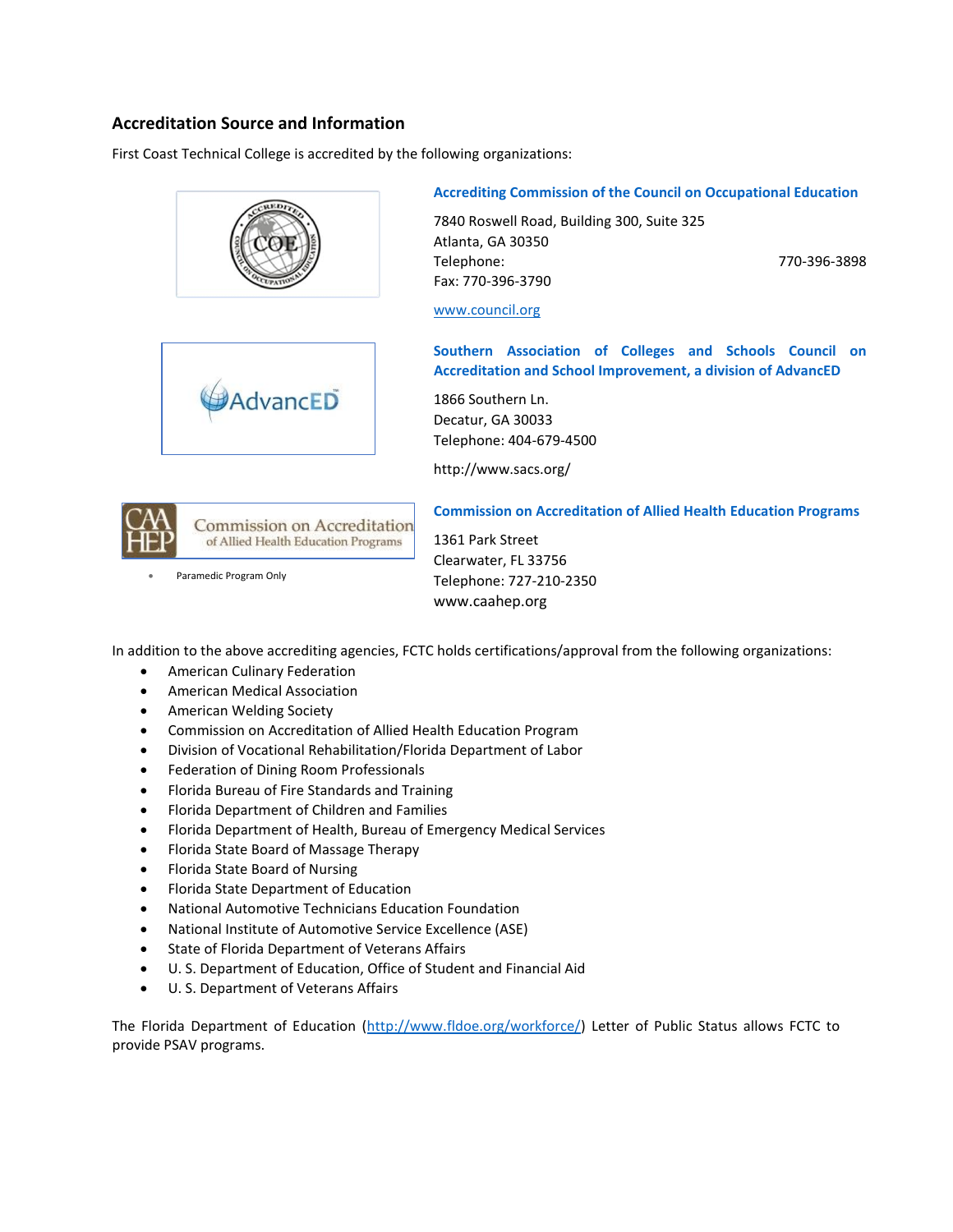## Accreditation Source and Information

First Coast Technical College is accredited by the following organizations:

**Accrediting Commission of the Council on Occupational Education**

7840 Roswell Road, Building 300, Suite 325
Atlanta, GA 30350
Telephone: 770-396-3898
Fax: 770-396-3790

www.council.org

**Southern Association of Colleges and Schools Council on Accreditation and School Improvement, a division of AdvancED**

1866 Southern Ln.
Decatur, GA 30033
Telephone: 404-679-4500

http://www.sacs.org/

**Commission on Accreditation of Allied Health Education Programs**

- Paramedic Program Only

1361 Park Street
Clearwater, FL 33756
Telephone: 727-210-2350
www.caahep.org

In addition to the above accrediting agencies, FCTC holds certifications/approval from the following organizations:

- American Culinary Federation
- American Medical Association
- American Welding Society
- Commission on Accreditation of Allied Health Education Program
- Division of Vocational Rehabilitation/Florida Department of Labor
- Federation of Dining Room Professionals
- Florida Bureau of Fire Standards and Training
- Florida Department of Children and Families
- Florida Department of Health, Bureau of Emergency Medical Services
- Florida State Board of Massage Therapy
- Florida State Board of Nursing
- Florida State Department of Education
- National Automotive Technicians Education Foundation
- National Institute of Automotive Service Excellence (ASE)
- State of Florida Department of Veterans Affairs
- U. S. Department of Education, Office of Student and Financial Aid
- U. S. Department of Veterans Affairs

The Florida Department of Education (http://www.fldoe.org/workforce/) Letter of Public Status allows FCTC to provide PSAV programs.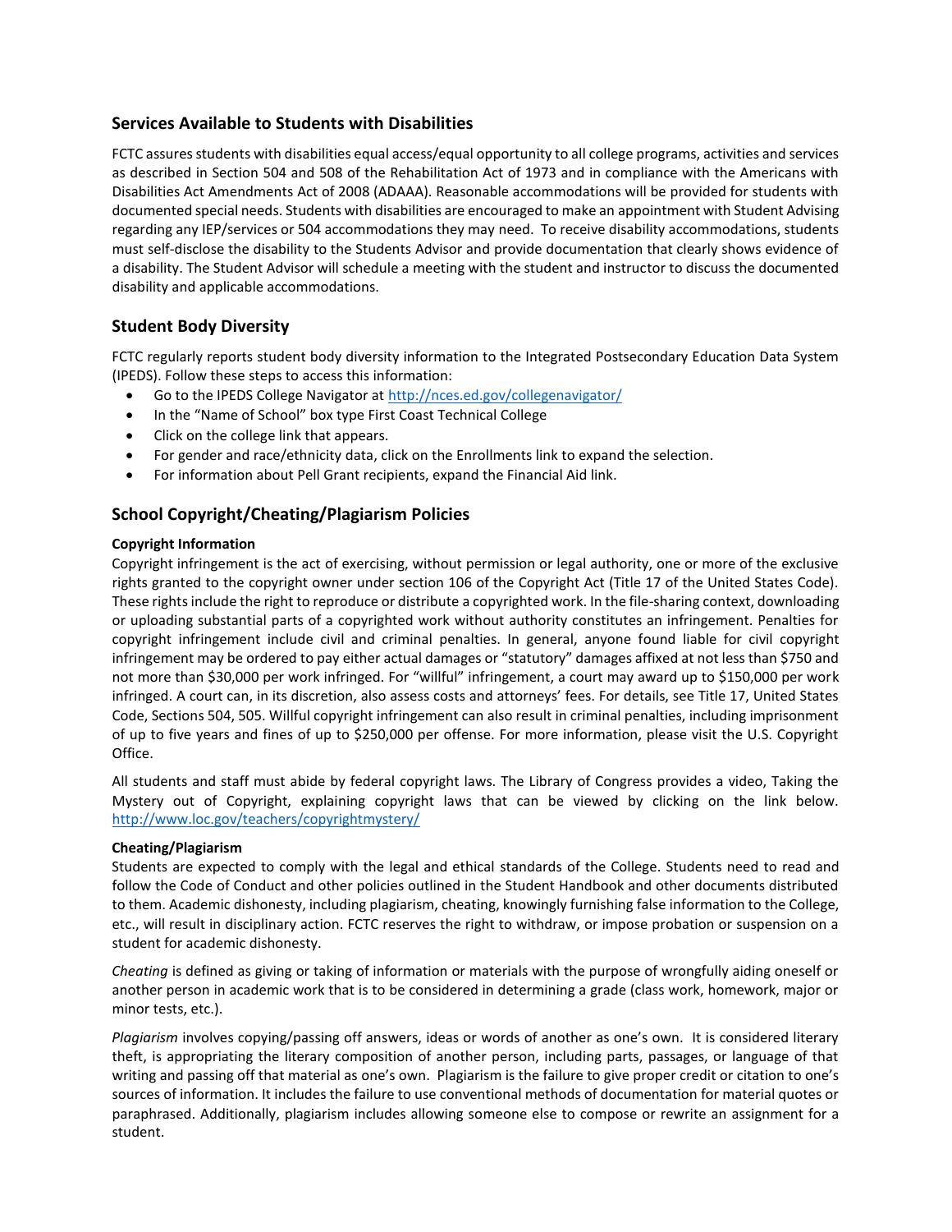## Services Available to Students with Disabilities

FCTC assures students with disabilities equal access/equal opportunity to all college programs, activities and services as described in Section 504 and 508 of the Rehabilitation Act of 1973 and in compliance with the Americans with Disabilities Act Amendments Act of 2008 (ADAAA). Reasonable accommodations will be provided for students with documented special needs. Students with disabilities are encouraged to make an appointment with Student Advising regarding any IEP/services or 504 accommodations they may need. To receive disability accommodations, students must self-disclose the disability to the Students Advisor and provide documentation that clearly shows evidence of a disability. The Student Advisor will schedule a meeting with the student and instructor to discuss the documented disability and applicable accommodations.

## Student Body Diversity

FCTC regularly reports student body diversity information to the Integrated Postsecondary Education Data System (IPEDS). Follow these steps to access this information:

- Go to the IPEDS College Navigator at http://nces.ed.gov/collegenavigator/
- In the "Name of School" box type First Coast Technical College
- Click on the college link that appears.
- For gender and race/ethnicity data, click on the Enrollments link to expand the selection.
- For information about Pell Grant recipients, expand the Financial Aid link.

## School Copyright/Cheating/Plagiarism Policies

**Copyright Information**

Copyright infringement is the act of exercising, without permission or legal authority, one or more of the exclusive rights granted to the copyright owner under section 106 of the Copyright Act (Title 17 of the United States Code). These rights include the right to reproduce or distribute a copyrighted work. In the file-sharing context, downloading or uploading substantial parts of a copyrighted work without authority constitutes an infringement. Penalties for copyright infringement include civil and criminal penalties. In general, anyone found liable for civil copyright infringement may be ordered to pay either actual damages or "statutory" damages affixed at not less than $750 and not more than $30,000 per work infringed. For "willful" infringement, a court may award up to $150,000 per work infringed. A court can, in its discretion, also assess costs and attorneys' fees. For details, see Title 17, United States Code, Sections 504, 505. Willful copyright infringement can also result in criminal penalties, including imprisonment of up to five years and fines of up to $250,000 per offense. For more information, please visit the U.S. Copyright Office.

All students and staff must abide by federal copyright laws. The Library of Congress provides a video, Taking the Mystery out of Copyright, explaining copyright laws that can be viewed by clicking on the link below. http://www.loc.gov/teachers/copyrightmystery/

**Cheating/Plagiarism**

Students are expected to comply with the legal and ethical standards of the College. Students need to read and follow the Code of Conduct and other policies outlined in the Student Handbook and other documents distributed to them. Academic dishonesty, including plagiarism, cheating, knowingly furnishing false information to the College, etc., will result in disciplinary action. FCTC reserves the right to withdraw, or impose probation or suspension on a student for academic dishonesty.

*Cheating* is defined as giving or taking of information or materials with the purpose of wrongfully aiding oneself or another person in academic work that is to be considered in determining a grade (class work, homework, major or minor tests, etc.).

*Plagiarism* involves copying/passing off answers, ideas or words of another as one's own. It is considered literary theft, is appropriating the literary composition of another person, including parts, passages, or language of that writing and passing off that material as one's own. Plagiarism is the failure to give proper credit or citation to one's sources of information. It includes the failure to use conventional methods of documentation for material quotes or paraphrased. Additionally, plagiarism includes allowing someone else to compose or rewrite an assignment for a student.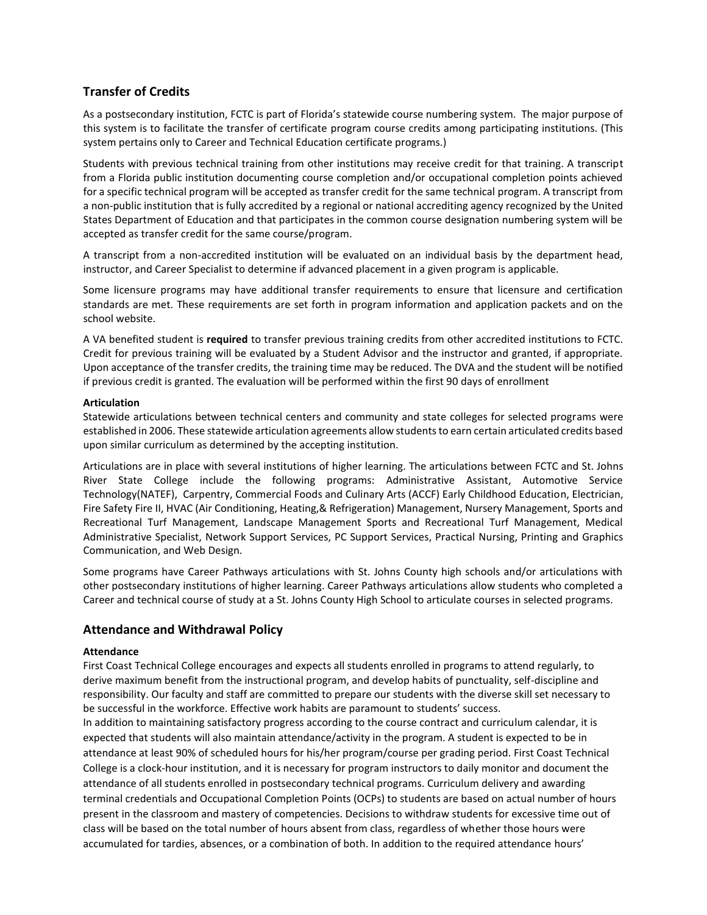## Transfer of Credits

As a postsecondary institution, FCTC is part of Florida's statewide course numbering system. The major purpose of this system is to facilitate the transfer of certificate program course credits among participating institutions. (This system pertains only to Career and Technical Education certificate programs.)

Students with previous technical training from other institutions may receive credit for that training. A transcript from a Florida public institution documenting course completion and/or occupational completion points achieved for a specific technical program will be accepted as transfer credit for the same technical program. A transcript from a non-public institution that is fully accredited by a regional or national accrediting agency recognized by the United States Department of Education and that participates in the common course designation numbering system will be accepted as transfer credit for the same course/program.

A transcript from a non-accredited institution will be evaluated on an individual basis by the department head, instructor, and Career Specialist to determine if advanced placement in a given program is applicable.

Some licensure programs may have additional transfer requirements to ensure that licensure and certification standards are met. These requirements are set forth in program information and application packets and on the school website.

A VA benefited student is **required** to transfer previous training credits from other accredited institutions to FCTC. Credit for previous training will be evaluated by a Student Advisor and the instructor and granted, if appropriate. Upon acceptance of the transfer credits, the training time may be reduced. The DVA and the student will be notified if previous credit is granted. The evaluation will be performed within the first 90 days of enrollment

**Articulation**

Statewide articulations between technical centers and community and state colleges for selected programs were established in 2006. These statewide articulation agreements allow students to earn certain articulated credits based upon similar curriculum as determined by the accepting institution.

Articulations are in place with several institutions of higher learning. The articulations between FCTC and St. Johns River State College include the following programs: Administrative Assistant, Automotive Service Technology(NATEF), Carpentry, Commercial Foods and Culinary Arts (ACCF) Early Childhood Education, Electrician, Fire Safety Fire II, HVAC (Air Conditioning, Heating,& Refrigeration) Management, Nursery Management, Sports and Recreational Turf Management, Landscape Management Sports and Recreational Turf Management, Medical Administrative Specialist, Network Support Services, PC Support Services, Practical Nursing, Printing and Graphics Communication, and Web Design.

Some programs have Career Pathways articulations with St. Johns County high schools and/or articulations with other postsecondary institutions of higher learning. Career Pathways articulations allow students who completed a Career and technical course of study at a St. Johns County High School to articulate courses in selected programs.

## Attendance and Withdrawal Policy

**Attendance**

First Coast Technical College encourages and expects all students enrolled in programs to attend regularly, to derive maximum benefit from the instructional program, and develop habits of punctuality, self-discipline and responsibility. Our faculty and staff are committed to prepare our students with the diverse skill set necessary to be successful in the workforce. Effective work habits are paramount to students' success.

In addition to maintaining satisfactory progress according to the course contract and curriculum calendar, it is expected that students will also maintain attendance/activity in the program. A student is expected to be in attendance at least 90% of scheduled hours for his/her program/course per grading period. First Coast Technical College is a clock-hour institution, and it is necessary for program instructors to daily monitor and document the attendance of all students enrolled in postsecondary technical programs. Curriculum delivery and awarding terminal credentials and Occupational Completion Points (OCPs) to students are based on actual number of hours present in the classroom and mastery of competencies. Decisions to withdraw students for excessive time out of class will be based on the total number of hours absent from class, regardless of whether those hours were accumulated for tardies, absences, or a combination of both. In addition to the required attendance hours'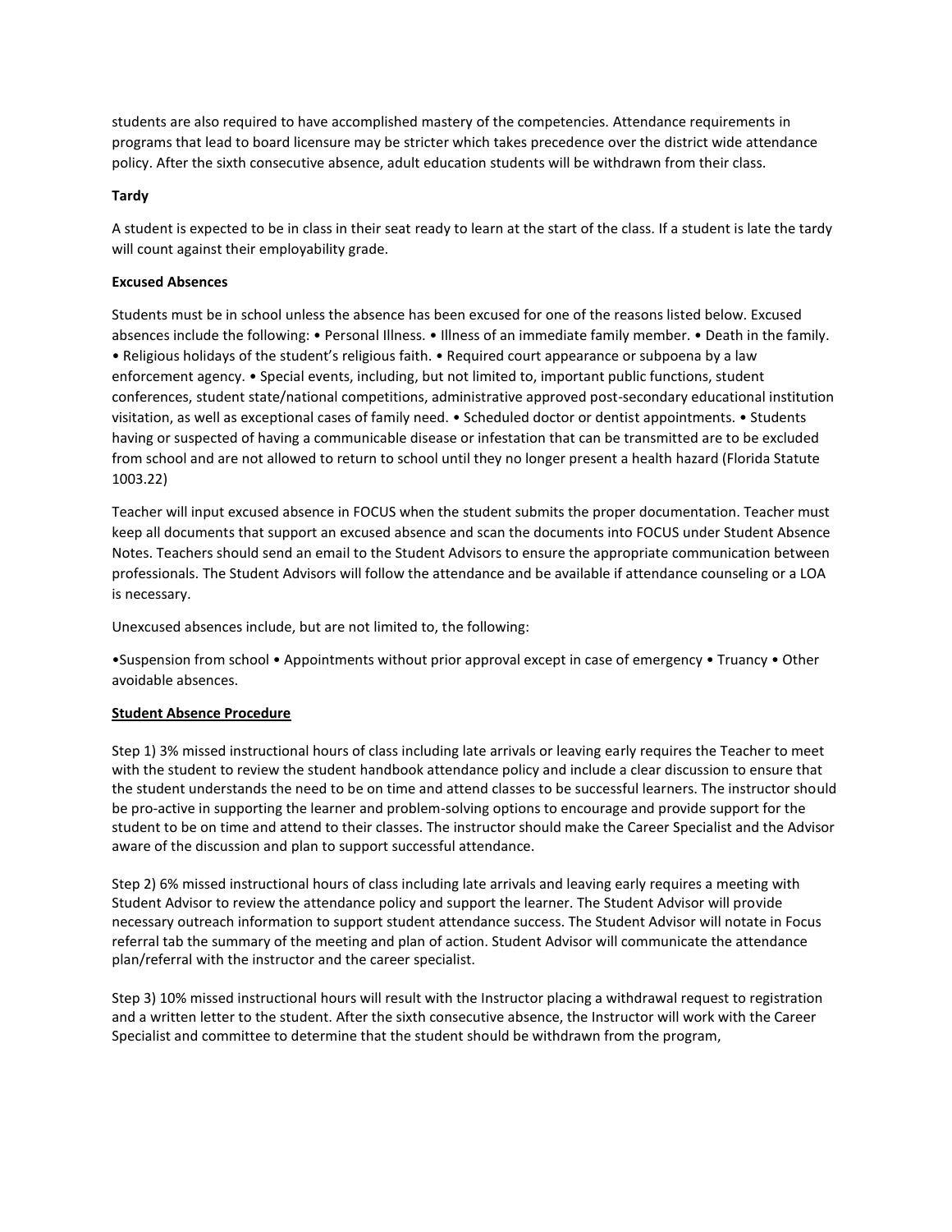students are also required to have accomplished mastery of the competencies. Attendance requirements in programs that lead to board licensure may be stricter which takes precedence over the district wide attendance policy. After the sixth consecutive absence, adult education students will be withdrawn from their class.

**Tardy**

A student is expected to be in class in their seat ready to learn at the start of the class. If a student is late the tardy will count against their employability grade.

**Excused Absences**

Students must be in school unless the absence has been excused for one of the reasons listed below. Excused absences include the following: • Personal Illness. • Illness of an immediate family member. • Death in the family. • Religious holidays of the student's religious faith. • Required court appearance or subpoena by a law enforcement agency. • Special events, including, but not limited to, important public functions, student conferences, student state/national competitions, administrative approved post-secondary educational institution visitation, as well as exceptional cases of family need. • Scheduled doctor or dentist appointments. • Students having or suspected of having a communicable disease or infestation that can be transmitted are to be excluded from school and are not allowed to return to school until they no longer present a health hazard (Florida Statute 1003.22)

Teacher will input excused absence in FOCUS when the student submits the proper documentation. Teacher must keep all documents that support an excused absence and scan the documents into FOCUS under Student Absence Notes. Teachers should send an email to the Student Advisors to ensure the appropriate communication between professionals. The Student Advisors will follow the attendance and be available if attendance counseling or a LOA is necessary.

Unexcused absences include, but are not limited to, the following:

•Suspension from school • Appointments without prior approval except in case of emergency • Truancy • Other avoidable absences.

**<u>Student Absence Procedure</u>**

Step 1) 3% missed instructional hours of class including late arrivals or leaving early requires the Teacher to meet with the student to review the student handbook attendance policy and include a clear discussion to ensure that the student understands the need to be on time and attend classes to be successful learners. The instructor should be pro-active in supporting the learner and problem-solving options to encourage and provide support for the student to be on time and attend to their classes. The instructor should make the Career Specialist and the Advisor aware of the discussion and plan to support successful attendance.

Step 2) 6% missed instructional hours of class including late arrivals and leaving early requires a meeting with Student Advisor to review the attendance policy and support the learner. The Student Advisor will provide necessary outreach information to support student attendance success. The Student Advisor will notate in Focus referral tab the summary of the meeting and plan of action. Student Advisor will communicate the attendance plan/referral with the instructor and the career specialist.

Step 3) 10% missed instructional hours will result with the Instructor placing a withdrawal request to registration and a written letter to the student. After the sixth consecutive absence, the Instructor will work with the Career Specialist and committee to determine that the student should be withdrawn from the program,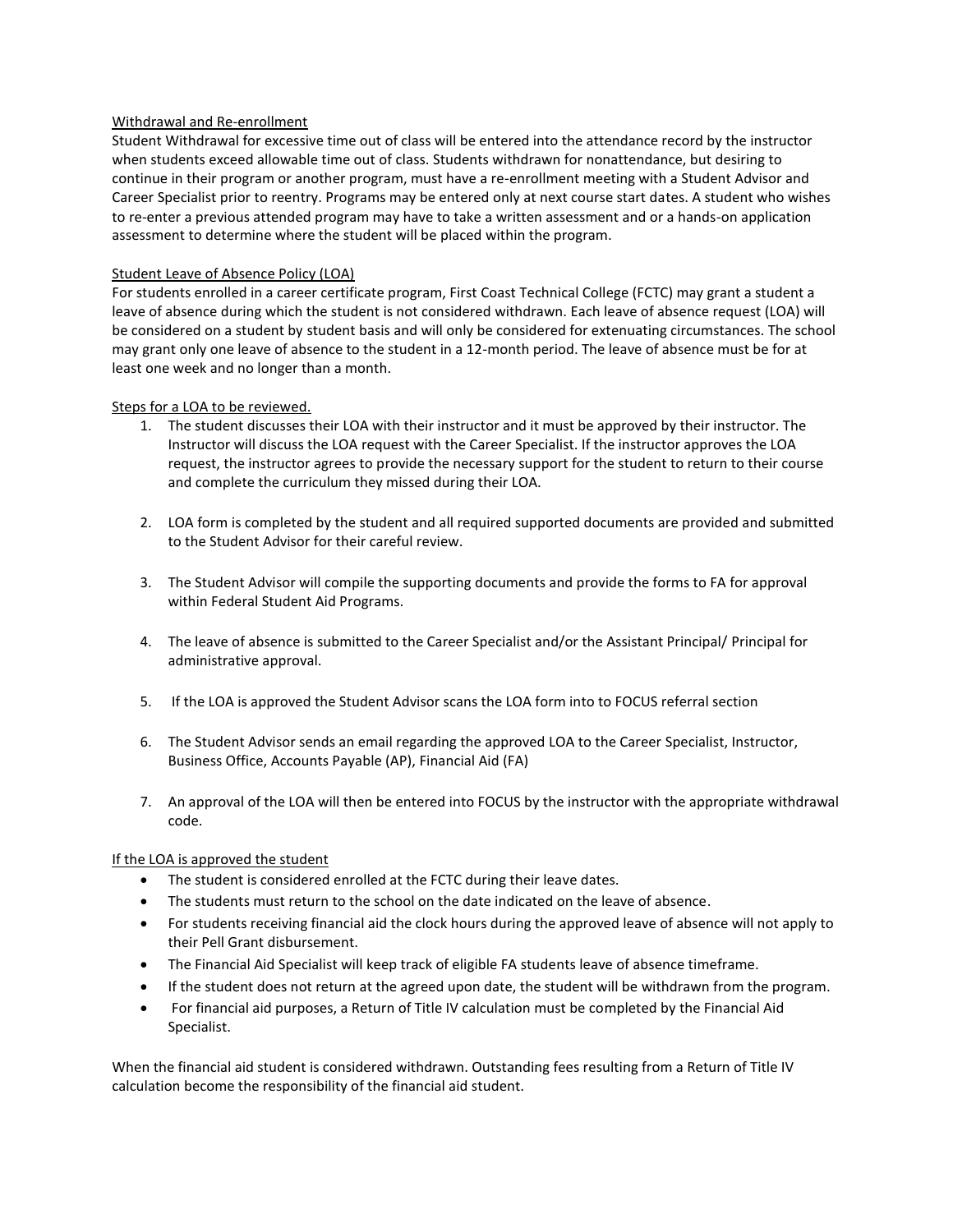## Withdrawal and Re-enrollment

Student Withdrawal for excessive time out of class will be entered into the attendance record by the instructor when students exceed allowable time out of class. Students withdrawn for nonattendance, but desiring to continue in their program or another program, must have a re-enrollment meeting with a Student Advisor and Career Specialist prior to reentry. Programs may be entered only at next course start dates. A student who wishes to re-enter a previous attended program may have to take a written assessment and or a hands-on application assessment to determine where the student will be placed within the program.

## Student Leave of Absence Policy (LOA)

For students enrolled in a career certificate program, First Coast Technical College (FCTC) may grant a student a leave of absence during which the student is not considered withdrawn. Each leave of absence request (LOA) will be considered on a student by student basis and will only be considered for extenuating circumstances. The school may grant only one leave of absence to the student in a 12-month period. The leave of absence must be for at least one week and no longer than a month.

### Steps for a LOA to be reviewed.

1. The student discusses their LOA with their instructor and it must be approved by their instructor. The Instructor will discuss the LOA request with the Career Specialist. If the instructor approves the LOA request, the instructor agrees to provide the necessary support for the student to return to their course and complete the curriculum they missed during their LOA.

2. LOA form is completed by the student and all required supported documents are provided and submitted to the Student Advisor for their careful review.

3. The Student Advisor will compile the supporting documents and provide the forms to FA for approval within Federal Student Aid Programs.

4. The leave of absence is submitted to the Career Specialist and/or the Assistant Principal/ Principal for administrative approval.

5. If the LOA is approved the Student Advisor scans the LOA form into to FOCUS referral section

6. The Student Advisor sends an email regarding the approved LOA to the Career Specialist, Instructor, Business Office, Accounts Payable (AP), Financial Aid (FA)

7. An approval of the LOA will then be entered into FOCUS by the instructor with the appropriate withdrawal code.

### If the LOA is approved the student

- The student is considered enrolled at the FCTC during their leave dates.
- The students must return to the school on the date indicated on the leave of absence.
- For students receiving financial aid the clock hours during the approved leave of absence will not apply to their Pell Grant disbursement.
- The Financial Aid Specialist will keep track of eligible FA students leave of absence timeframe.
- If the student does not return at the agreed upon date, the student will be withdrawn from the program.
- For financial aid purposes, a Return of Title IV calculation must be completed by the Financial Aid Specialist.

When the financial aid student is considered withdrawn. Outstanding fees resulting from a Return of Title IV calculation become the responsibility of the financial aid student.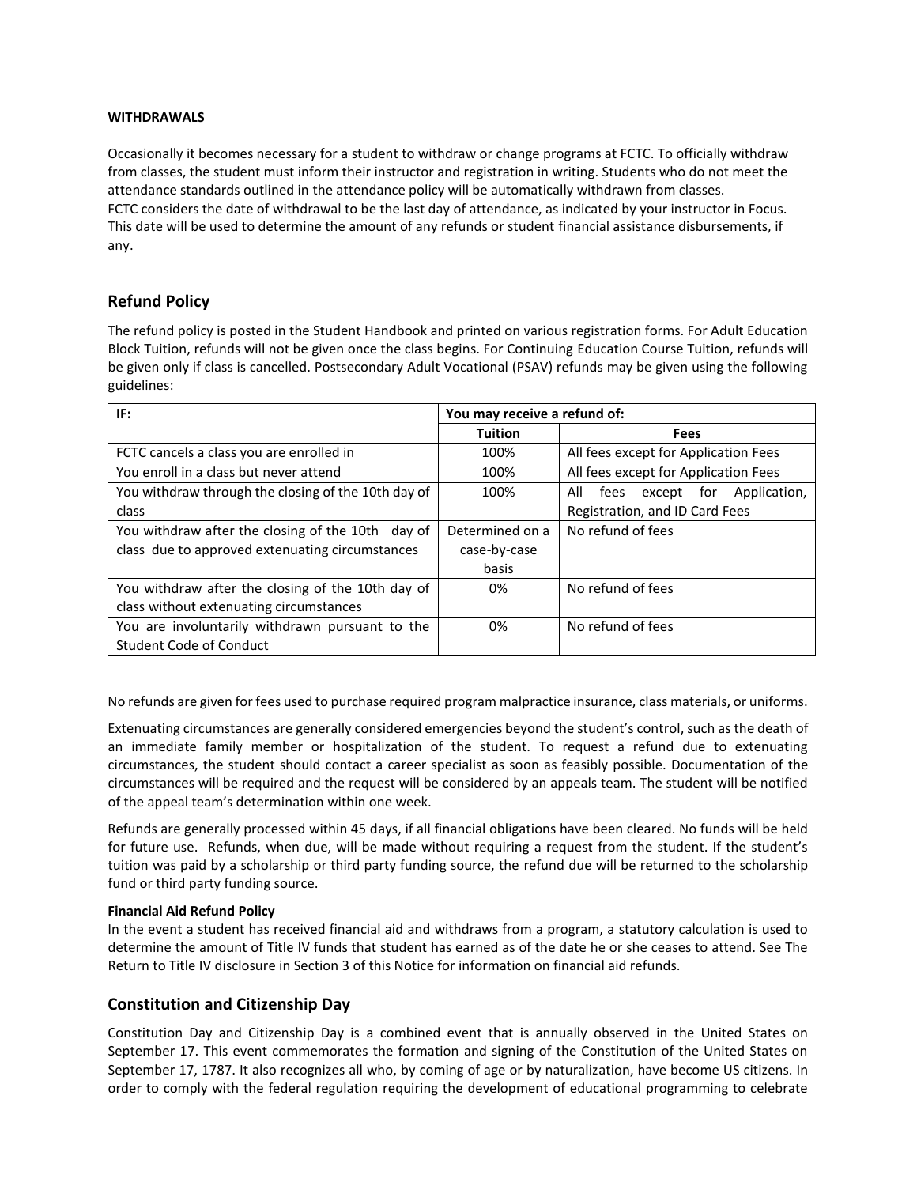**WITHDRAWALS**

Occasionally it becomes necessary for a student to withdraw or change programs at FCTC. To officially withdraw from classes, the student must inform their instructor and registration in writing. Students who do not meet the attendance standards outlined in the attendance policy will be automatically withdrawn from classes.
FCTC considers the date of withdrawal to be the last day of attendance, as indicated by your instructor in Focus. This date will be used to determine the amount of any refunds or student financial assistance disbursements, if any.

## Refund Policy

The refund policy is posted in the Student Handbook and printed on various registration forms. For Adult Education Block Tuition, refunds will not be given once the class begins. For Continuing Education Course Tuition, refunds will be given only if class is cancelled. Postsecondary Adult Vocational (PSAV) refunds may be given using the following guidelines:

| IF: | You may receive a refund of: | |
|---|---|---|
| | **Tuition** | **Fees** |
| FCTC cancels a class you are enrolled in | 100% | All fees except for Application Fees |
| You enroll in a class but never attend | 100% | All fees except for Application Fees |
| You withdraw through the closing of the 10th day of class | 100% | All fees except for Application, Registration, and ID Card Fees |
| You withdraw after the closing of the 10th day of class due to approved extenuating circumstances | Determined on a case-by-case basis | No refund of fees |
| You withdraw after the closing of the 10th day of class without extenuating circumstances | 0% | No refund of fees |
| You are involuntarily withdrawn pursuant to the Student Code of Conduct | 0% | No refund of fees |

No refunds are given for fees used to purchase required program malpractice insurance, class materials, or uniforms.

Extenuating circumstances are generally considered emergencies beyond the student's control, such as the death of an immediate family member or hospitalization of the student. To request a refund due to extenuating circumstances, the student should contact a career specialist as soon as feasibly possible. Documentation of the circumstances will be required and the request will be considered by an appeals team. The student will be notified of the appeal team's determination within one week.

Refunds are generally processed within 45 days, if all financial obligations have been cleared. No funds will be held for future use. Refunds, when due, will be made without requiring a request from the student. If the student's tuition was paid by a scholarship or third party funding source, the refund due will be returned to the scholarship fund or third party funding source.

**Financial Aid Refund Policy**
In the event a student has received financial aid and withdraws from a program, a statutory calculation is used to determine the amount of Title IV funds that student has earned as of the date he or she ceases to attend. See The Return to Title IV disclosure in Section 3 of this Notice for information on financial aid refunds.

## Constitution and Citizenship Day

Constitution Day and Citizenship Day is a combined event that is annually observed in the United States on September 17. This event commemorates the formation and signing of the Constitution of the United States on September 17, 1787. It also recognizes all who, by coming of age or by naturalization, have become US citizens. In order to comply with the federal regulation requiring the development of educational programming to celebrate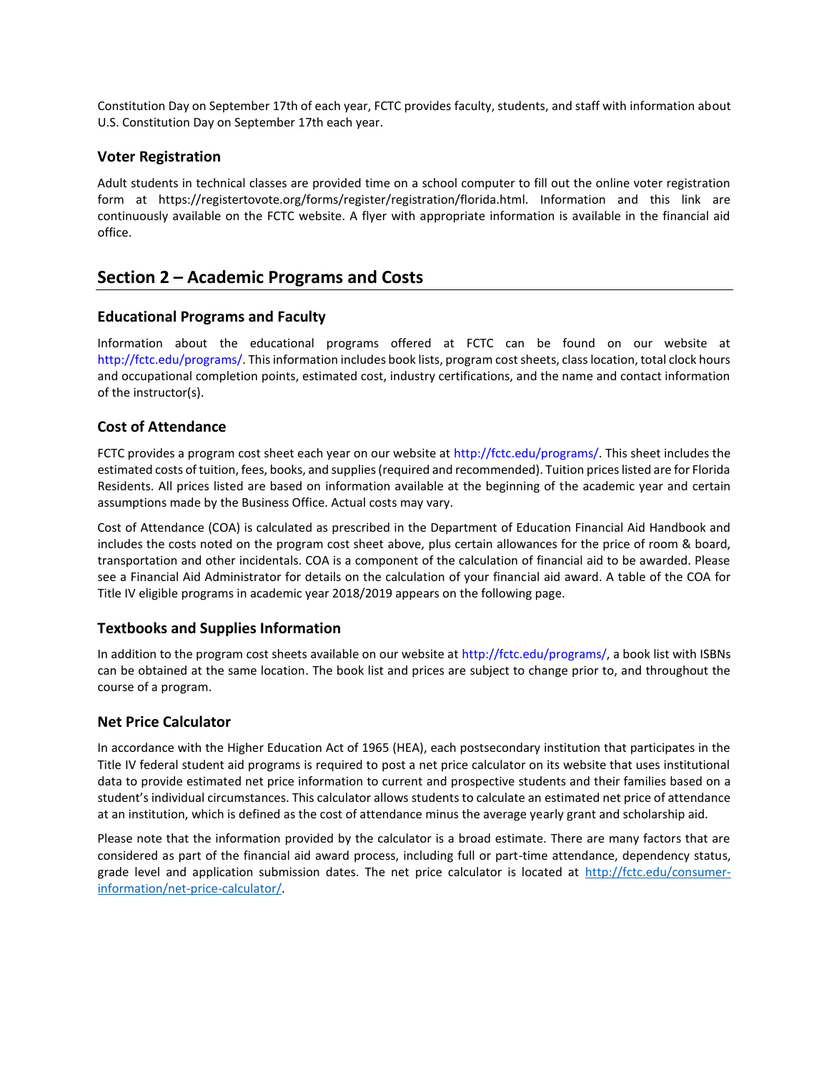Constitution Day on September 17th of each year, FCTC provides faculty, students, and staff with information about U.S. Constitution Day on September 17th each year.

### Voter Registration

Adult students in technical classes are provided time on a school computer to fill out the online voter registration form at https://registertovote.org/forms/register/registration/florida.html. Information and this link are continuously available on the FCTC website. A flyer with appropriate information is available in the financial aid office.

## Section 2 – Academic Programs and Costs

### Educational Programs and Faculty

Information about the educational programs offered at FCTC can be found on our website at http://fctc.edu/programs/. This information includes book lists, program cost sheets, class location, total clock hours and occupational completion points, estimated cost, industry certifications, and the name and contact information of the instructor(s).

### Cost of Attendance

FCTC provides a program cost sheet each year on our website at http://fctc.edu/programs/. This sheet includes the estimated costs of tuition, fees, books, and supplies (required and recommended). Tuition prices listed are for Florida Residents. All prices listed are based on information available at the beginning of the academic year and certain assumptions made by the Business Office. Actual costs may vary.

Cost of Attendance (COA) is calculated as prescribed in the Department of Education Financial Aid Handbook and includes the costs noted on the program cost sheet above, plus certain allowances for the price of room & board, transportation and other incidentals. COA is a component of the calculation of financial aid to be awarded. Please see a Financial Aid Administrator for details on the calculation of your financial aid award. A table of the COA for Title IV eligible programs in academic year 2018/2019 appears on the following page.

### Textbooks and Supplies Information

In addition to the program cost sheets available on our website at http://fctc.edu/programs/, a book list with ISBNs can be obtained at the same location. The book list and prices are subject to change prior to, and throughout the course of a program.

### Net Price Calculator

In accordance with the Higher Education Act of 1965 (HEA), each postsecondary institution that participates in the Title IV federal student aid programs is required to post a net price calculator on its website that uses institutional data to provide estimated net price information to current and prospective students and their families based on a student's individual circumstances. This calculator allows students to calculate an estimated net price of attendance at an institution, which is defined as the cost of attendance minus the average yearly grant and scholarship aid.

Please note that the information provided by the calculator is a broad estimate. There are many factors that are considered as part of the financial aid award process, including full or part-time attendance, dependency status, grade level and application submission dates. The net price calculator is located at http://fctc.edu/consumer-information/net-price-calculator/.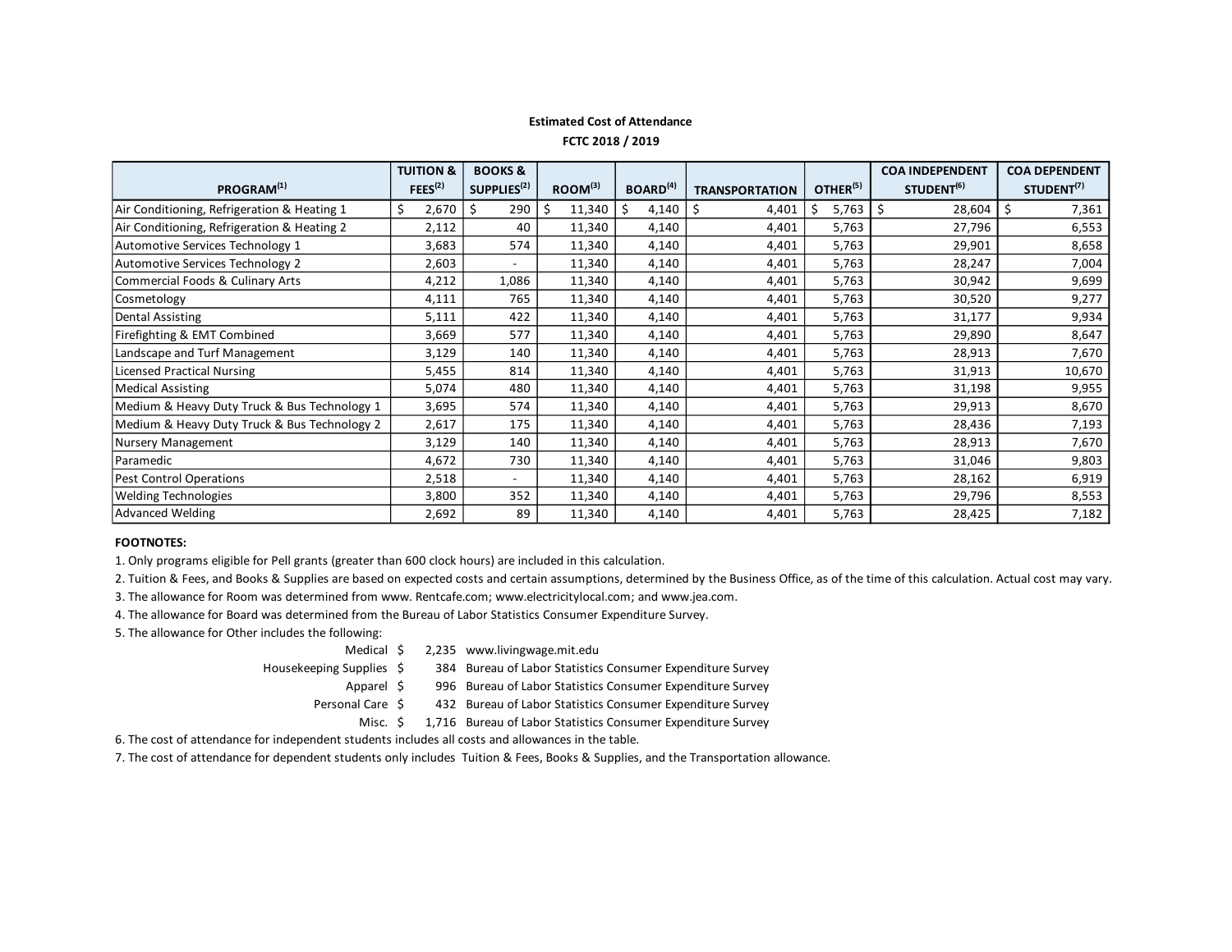**Estimated Cost of Attendance**

**FCTC 2018 / 2019**

| PROGRAM[1] | TUITION & FEES[2] | BOOKS & SUPPLIES[2] | ROOM[3] | BOARD[4] | TRANSPORTATION | OTHER[5] | COA INDEPENDENT STUDENT[6] | COA DEPENDENT STUDENT[7] |
|---|---|---|---|---|---|---|---|---|
| Air Conditioning, Refrigeration & Heating 1 | $ 2,670 | $ 290 | $ 11,340 | $ 4,140 | $ 4,401 | $ 5,763 | $ 28,604 | $ 7,361 |
| Air Conditioning, Refrigeration & Heating 2 | 2,112 | 40 | 11,340 | 4,140 | 4,401 | 5,763 | 27,796 | 6,553 |
| Automotive Services Technology 1 | 3,683 | 574 | 11,340 | 4,140 | 4,401 | 5,763 | 29,901 | 8,658 |
| Automotive Services Technology 2 | 2,603 | - | 11,340 | 4,140 | 4,401 | 5,763 | 28,247 | 7,004 |
| Commercial Foods & Culinary Arts | 4,212 | 1,086 | 11,340 | 4,140 | 4,401 | 5,763 | 30,942 | 9,699 |
| Cosmetology | 4,111 | 765 | 11,340 | 4,140 | 4,401 | 5,763 | 30,520 | 9,277 |
| Dental Assisting | 5,111 | 422 | 11,340 | 4,140 | 4,401 | 5,763 | 31,177 | 9,934 |
| Firefighting & EMT Combined | 3,669 | 577 | 11,340 | 4,140 | 4,401 | 5,763 | 29,890 | 8,647 |
| Landscape and Turf Management | 3,129 | 140 | 11,340 | 4,140 | 4,401 | 5,763 | 28,913 | 7,670 |
| Licensed Practical Nursing | 5,455 | 814 | 11,340 | 4,140 | 4,401 | 5,763 | 31,913 | 10,670 |
| Medical Assisting | 5,074 | 480 | 11,340 | 4,140 | 4,401 | 5,763 | 31,198 | 9,955 |
| Medium & Heavy Duty Truck & Bus Technology 1 | 3,695 | 574 | 11,340 | 4,140 | 4,401 | 5,763 | 29,913 | 8,670 |
| Medium & Heavy Duty Truck & Bus Technology 2 | 2,617 | 175 | 11,340 | 4,140 | 4,401 | 5,763 | 28,436 | 7,193 |
| Nursery Management | 3,129 | 140 | 11,340 | 4,140 | 4,401 | 5,763 | 28,913 | 7,670 |
| Paramedic | 4,672 | 730 | 11,340 | 4,140 | 4,401 | 5,763 | 31,046 | 9,803 |
| Pest Control Operations | 2,518 | - | 11,340 | 4,140 | 4,401 | 5,763 | 28,162 | 6,919 |
| Welding Technologies | 3,800 | 352 | 11,340 | 4,140 | 4,401 | 5,763 | 29,796 | 8,553 |
| Advanced Welding | 2,692 | 89 | 11,340 | 4,140 | 4,401 | 5,763 | 28,425 | 7,182 |

**FOOTNOTES:**

1. Only programs eligible for Pell grants (greater than 600 clock hours) are included in this calculation.
2. Tuition & Fees, and Books & Supplies are based on expected costs and certain assumptions, determined by the Business Office, as of the time of this calculation. Actual cost may vary.
3. The allowance for Room was determined from www. Rentcafe.com; www.electricitylocal.com; and www.jea.com.
4. The allowance for Board was determined from the Bureau of Labor Statistics Consumer Expenditure Survey.
5. The allowance for Other includes the following:

| | | |
|---|---|---|
| Medical | $ 2,235 | www.livingwage.mit.edu |
| Housekeeping Supplies | $ 384 | Bureau of Labor Statistics Consumer Expenditure Survey |
| Apparel | $ 996 | Bureau of Labor Statistics Consumer Expenditure Survey |
| Personal Care | $ 432 | Bureau of Labor Statistics Consumer Expenditure Survey |
| Misc. | $ 1,716 | Bureau of Labor Statistics Consumer Expenditure Survey |

6. The cost of attendance for independent students includes all costs and allowances in the table.
7. The cost of attendance for dependent students only includes Tuition & Fees, Books & Supplies, and the Transportation allowance.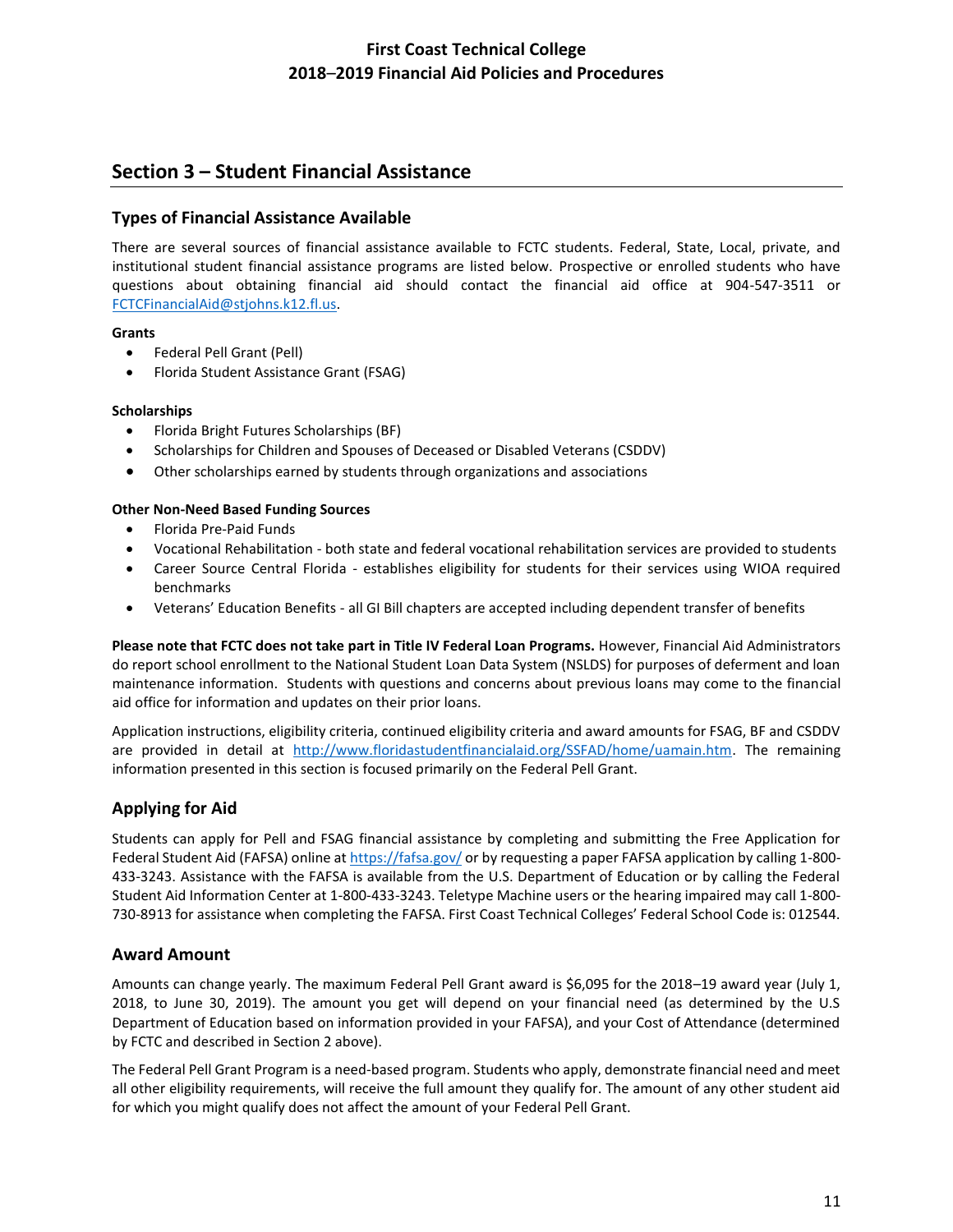## Section 3 – Student Financial Assistance

### Types of Financial Assistance Available

There are several sources of financial assistance available to FCTC students. Federal, State, Local, private, and institutional student financial assistance programs are listed below. Prospective or enrolled students who have questions about obtaining financial aid should contact the financial aid office at 904-547-3511 or FCTCFinancialAid@stjohns.k12.fl.us.

**Grants**

- Federal Pell Grant (Pell)
- Florida Student Assistance Grant (FSAG)

**Scholarships**

- Florida Bright Futures Scholarships (BF)
- Scholarships for Children and Spouses of Deceased or Disabled Veterans (CSDDV)
- Other scholarships earned by students through organizations and associations

**Other Non-Need Based Funding Sources**

- Florida Pre-Paid Funds
- Vocational Rehabilitation - both state and federal vocational rehabilitation services are provided to students
- Career Source Central Florida - establishes eligibility for students for their services using WIOA required benchmarks
- Veterans' Education Benefits - all GI Bill chapters are accepted including dependent transfer of benefits

**Please note that FCTC does not take part in Title IV Federal Loan Programs.** However, Financial Aid Administrators do report school enrollment to the National Student Loan Data System (NSLDS) for purposes of deferment and loan maintenance information. Students with questions and concerns about previous loans may come to the financial aid office for information and updates on their prior loans.

Application instructions, eligibility criteria, continued eligibility criteria and award amounts for FSAG, BF and CSDDV are provided in detail at http://www.floridastudentfinancialaid.org/SSFAD/home/uamain.htm. The remaining information presented in this section is focused primarily on the Federal Pell Grant.

### Applying for Aid

Students can apply for Pell and FSAG financial assistance by completing and submitting the Free Application for Federal Student Aid (FAFSA) online at https://fafsa.gov/ or by requesting a paper FAFSA application by calling 1-800-433-3243. Assistance with the FAFSA is available from the U.S. Department of Education or by calling the Federal Student Aid Information Center at 1-800-433-3243. Teletype Machine users or the hearing impaired may call 1-800-730-8913 for assistance when completing the FAFSA. First Coast Technical Colleges' Federal School Code is: 012544.

### Award Amount

Amounts can change yearly. The maximum Federal Pell Grant award is $6,095 for the 2018–19 award year (July 1, 2018, to June 30, 2019). The amount you get will depend on your financial need (as determined by the U.S Department of Education based on information provided in your FAFSA), and your Cost of Attendance (determined by FCTC and described in Section 2 above).

The Federal Pell Grant Program is a need-based program. Students who apply, demonstrate financial need and meet all other eligibility requirements, will receive the full amount they qualify for. The amount of any other student aid for which you might qualify does not affect the amount of your Federal Pell Grant.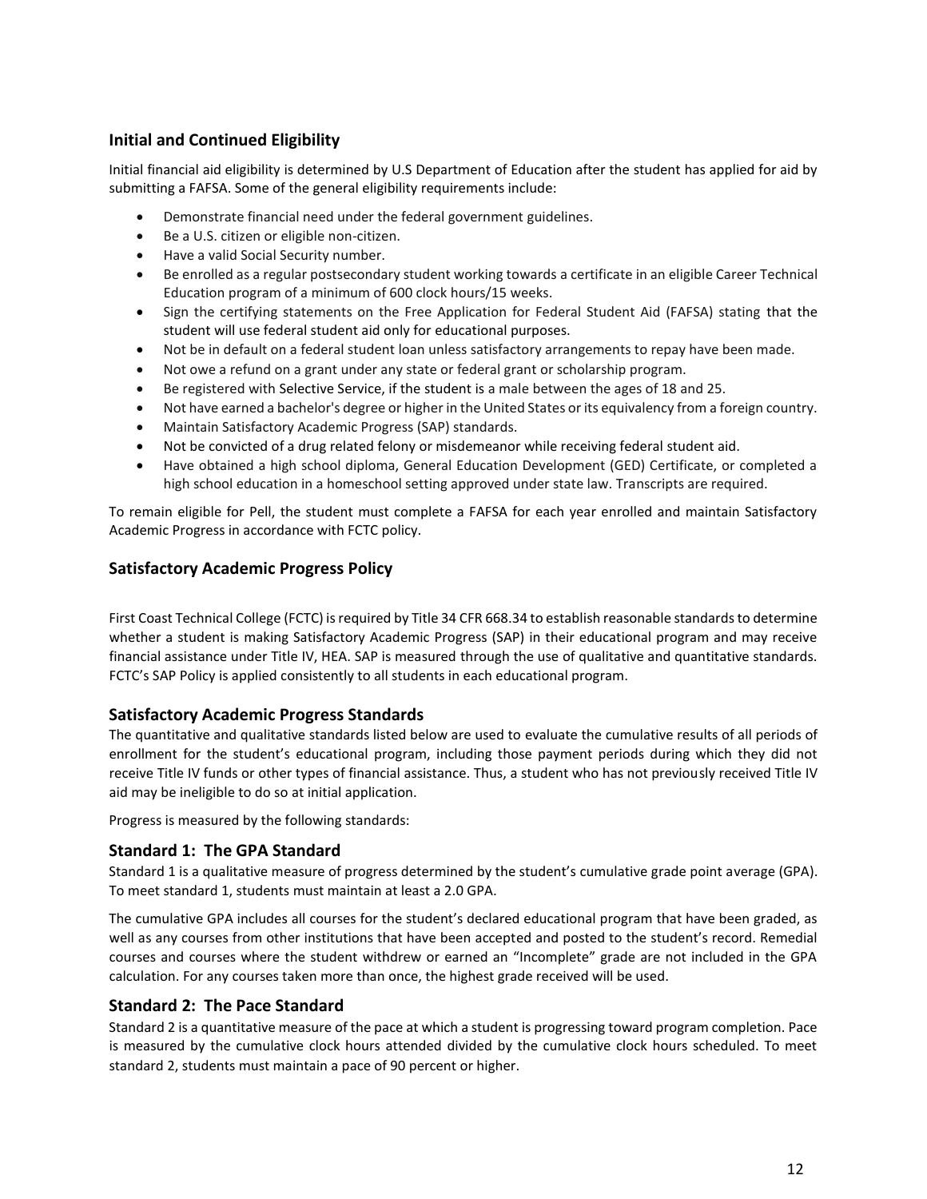## Initial and Continued Eligibility

Initial financial aid eligibility is determined by U.S Department of Education after the student has applied for aid by submitting a FAFSA. Some of the general eligibility requirements include:

- Demonstrate financial need under the federal government guidelines.
- Be a U.S. citizen or eligible non-citizen.
- Have a valid Social Security number.
- Be enrolled as a regular postsecondary student working towards a certificate in an eligible Career Technical Education program of a minimum of 600 clock hours/15 weeks.
- Sign the certifying statements on the Free Application for Federal Student Aid (FAFSA) stating that the student will use federal student aid only for educational purposes.
- Not be in default on a federal student loan unless satisfactory arrangements to repay have been made.
- Not owe a refund on a grant under any state or federal grant or scholarship program.
- Be registered with Selective Service, if the student is a male between the ages of 18 and 25.
- Not have earned a bachelor's degree or higher in the United States or its equivalency from a foreign country.
- Maintain Satisfactory Academic Progress (SAP) standards.
- Not be convicted of a drug related felony or misdemeanor while receiving federal student aid.
- Have obtained a high school diploma, General Education Development (GED) Certificate, or completed a high school education in a homeschool setting approved under state law. Transcripts are required.

To remain eligible for Pell, the student must complete a FAFSA for each year enrolled and maintain Satisfactory Academic Progress in accordance with FCTC policy.

## Satisfactory Academic Progress Policy

First Coast Technical College (FCTC) is required by Title 34 CFR 668.34 to establish reasonable standards to determine whether a student is making Satisfactory Academic Progress (SAP) in their educational program and may receive financial assistance under Title IV, HEA. SAP is measured through the use of qualitative and quantitative standards. FCTC's SAP Policy is applied consistently to all students in each educational program.

## Satisfactory Academic Progress Standards

The quantitative and qualitative standards listed below are used to evaluate the cumulative results of all periods of enrollment for the student's educational program, including those payment periods during which they did not receive Title IV funds or other types of financial assistance. Thus, a student who has not previously received Title IV aid may be ineligible to do so at initial application.

Progress is measured by the following standards:

### Standard 1: The GPA Standard

Standard 1 is a qualitative measure of progress determined by the student's cumulative grade point average (GPA). To meet standard 1, students must maintain at least a 2.0 GPA.

The cumulative GPA includes all courses for the student's declared educational program that have been graded, as well as any courses from other institutions that have been accepted and posted to the student's record. Remedial courses and courses where the student withdrew or earned an "Incomplete" grade are not included in the GPA calculation. For any courses taken more than once, the highest grade received will be used.

### Standard 2: The Pace Standard

Standard 2 is a quantitative measure of the pace at which a student is progressing toward program completion. Pace is measured by the cumulative clock hours attended divided by the cumulative clock hours scheduled. To meet standard 2, students must maintain a pace of 90 percent or higher.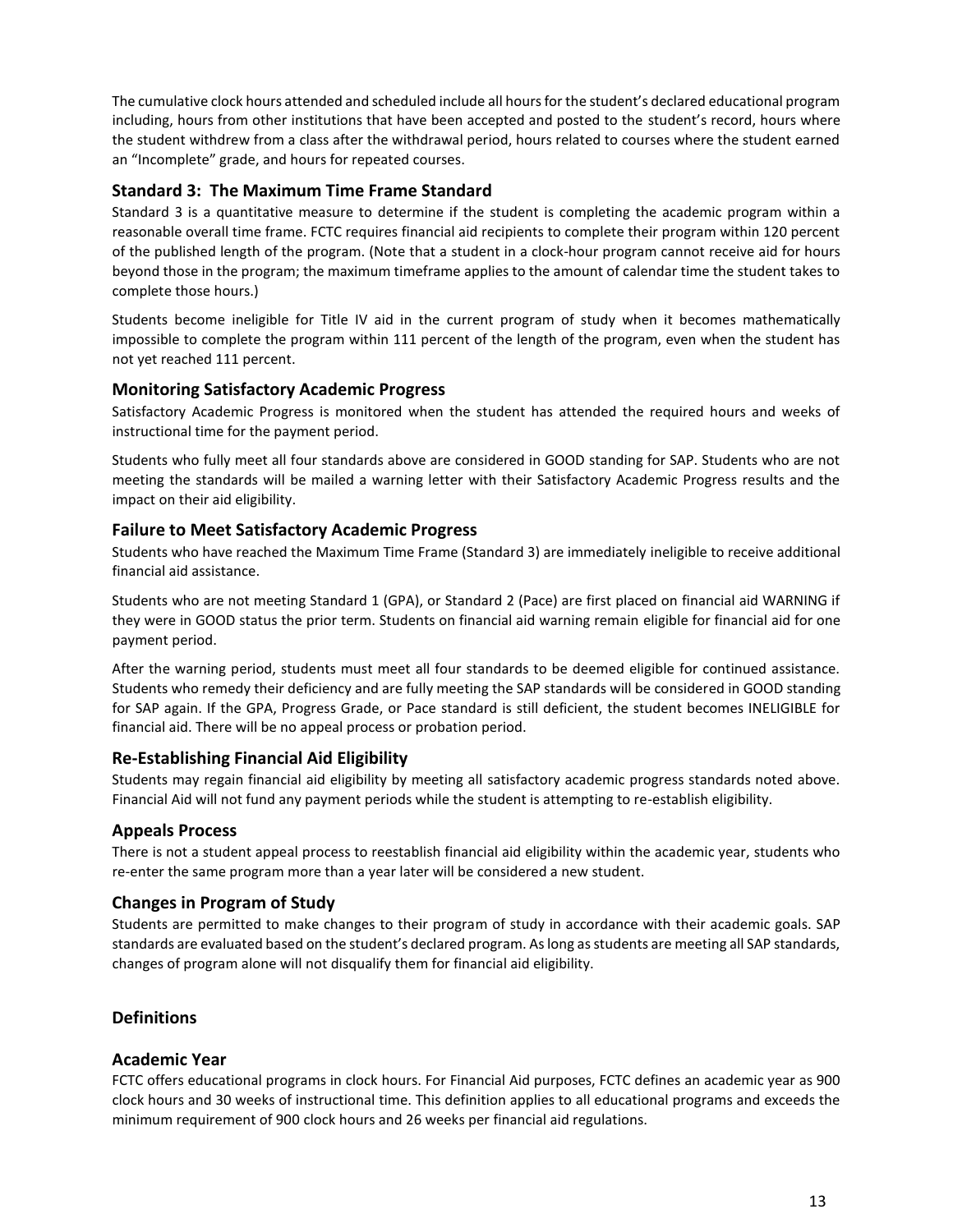The cumulative clock hours attended and scheduled include all hours for the student's declared educational program including, hours from other institutions that have been accepted and posted to the student's record, hours where the student withdrew from a class after the withdrawal period, hours related to courses where the student earned an "Incomplete" grade, and hours for repeated courses.

### Standard 3: The Maximum Time Frame Standard

Standard 3 is a quantitative measure to determine if the student is completing the academic program within a reasonable overall time frame. FCTC requires financial aid recipients to complete their program within 120 percent of the published length of the program. (Note that a student in a clock-hour program cannot receive aid for hours beyond those in the program; the maximum timeframe applies to the amount of calendar time the student takes to complete those hours.)

Students become ineligible for Title IV aid in the current program of study when it becomes mathematically impossible to complete the program within 111 percent of the length of the program, even when the student has not yet reached 111 percent.

### Monitoring Satisfactory Academic Progress

Satisfactory Academic Progress is monitored when the student has attended the required hours and weeks of instructional time for the payment period.

Students who fully meet all four standards above are considered in GOOD standing for SAP. Students who are not meeting the standards will be mailed a warning letter with their Satisfactory Academic Progress results and the impact on their aid eligibility.

### Failure to Meet Satisfactory Academic Progress

Students who have reached the Maximum Time Frame (Standard 3) are immediately ineligible to receive additional financial aid assistance.

Students who are not meeting Standard 1 (GPA), or Standard 2 (Pace) are first placed on financial aid WARNING if they were in GOOD status the prior term. Students on financial aid warning remain eligible for financial aid for one payment period.

After the warning period, students must meet all four standards to be deemed eligible for continued assistance. Students who remedy their deficiency and are fully meeting the SAP standards will be considered in GOOD standing for SAP again. If the GPA, Progress Grade, or Pace standard is still deficient, the student becomes INELIGIBLE for financial aid. There will be no appeal process or probation period.

### Re-Establishing Financial Aid Eligibility

Students may regain financial aid eligibility by meeting all satisfactory academic progress standards noted above. Financial Aid will not fund any payment periods while the student is attempting to re-establish eligibility.

### Appeals Process

There is not a student appeal process to reestablish financial aid eligibility within the academic year, students who re-enter the same program more than a year later will be considered a new student.

### Changes in Program of Study

Students are permitted to make changes to their program of study in accordance with their academic goals. SAP standards are evaluated based on the student's declared program. As long as students are meeting all SAP standards, changes of program alone will not disqualify them for financial aid eligibility.

## Definitions

### Academic Year

FCTC offers educational programs in clock hours. For Financial Aid purposes, FCTC defines an academic year as 900 clock hours and 30 weeks of instructional time. This definition applies to all educational programs and exceeds the minimum requirement of 900 clock hours and 26 weeks per financial aid regulations.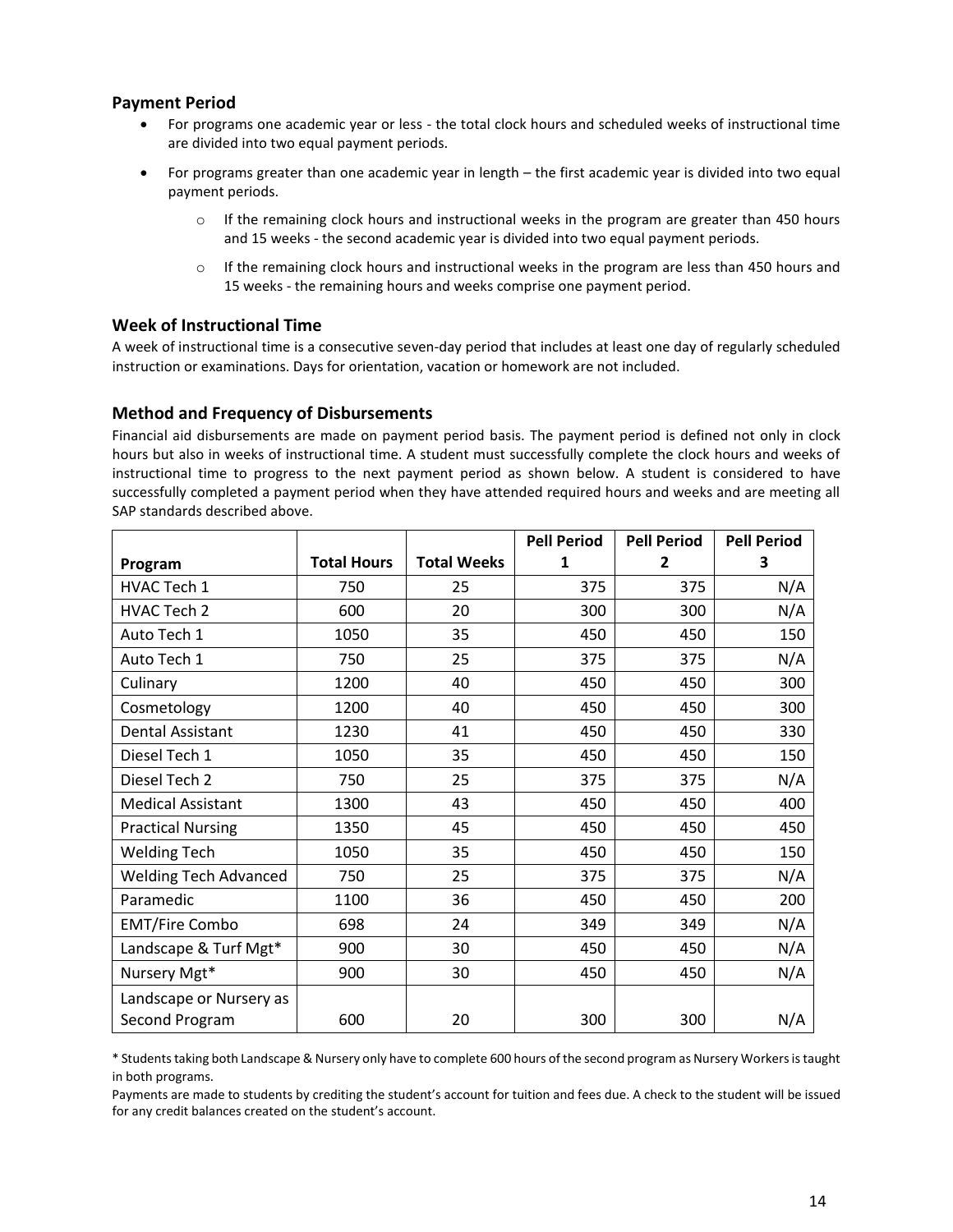### Payment Period

- For programs one academic year or less - the total clock hours and scheduled weeks of instructional time are divided into two equal payment periods.
- For programs greater than one academic year in length – the first academic year is divided into two equal payment periods.
    - If the remaining clock hours and instructional weeks in the program are greater than 450 hours and 15 weeks - the second academic year is divided into two equal payment periods.
    - If the remaining clock hours and instructional weeks in the program are less than 450 hours and 15 weeks - the remaining hours and weeks comprise one payment period.

### Week of Instructional Time

A week of instructional time is a consecutive seven-day period that includes at least one day of regularly scheduled instruction or examinations. Days for orientation, vacation or homework are not included.

### Method and Frequency of Disbursements

Financial aid disbursements are made on payment period basis. The payment period is defined not only in clock hours but also in weeks of instructional time. A student must successfully complete the clock hours and weeks of instructional time to progress to the next payment period as shown below. A student is considered to have successfully completed a payment period when they have attended required hours and weeks and are meeting all SAP standards described above.

| Program | Total Hours | Total Weeks | Pell Period 1 | Pell Period 2 | Pell Period 3 |
|---|---|---|---|---|---|
| HVAC Tech 1 | 750 | 25 | 375 | 375 | N/A |
| HVAC Tech 2 | 600 | 20 | 300 | 300 | N/A |
| Auto Tech 1 | 1050 | 35 | 450 | 450 | 150 |
| Auto Tech 1 | 750 | 25 | 375 | 375 | N/A |
| Culinary | 1200 | 40 | 450 | 450 | 300 |
| Cosmetology | 1200 | 40 | 450 | 450 | 300 |
| Dental Assistant | 1230 | 41 | 450 | 450 | 330 |
| Diesel Tech 1 | 1050 | 35 | 450 | 450 | 150 |
| Diesel Tech 2 | 750 | 25 | 375 | 375 | N/A |
| Medical Assistant | 1300 | 43 | 450 | 450 | 400 |
| Practical Nursing | 1350 | 45 | 450 | 450 | 450 |
| Welding Tech | 1050 | 35 | 450 | 450 | 150 |
| Welding Tech Advanced | 750 | 25 | 375 | 375 | N/A |
| Paramedic | 1100 | 36 | 450 | 450 | 200 |
| EMT/Fire Combo | 698 | 24 | 349 | 349 | N/A |
| Landscape & Turf Mgt* | 900 | 30 | 450 | 450 | N/A |
| Nursery Mgt* | 900 | 30 | 450 | 450 | N/A |
| Landscape or Nursery as Second Program | 600 | 20 | 300 | 300 | N/A |

* Students taking both Landscape & Nursery only have to complete 600 hours of the second program as Nursery Workers is taught in both programs.

Payments are made to students by crediting the student's account for tuition and fees due. A check to the student will be issued for any credit balances created on the student's account.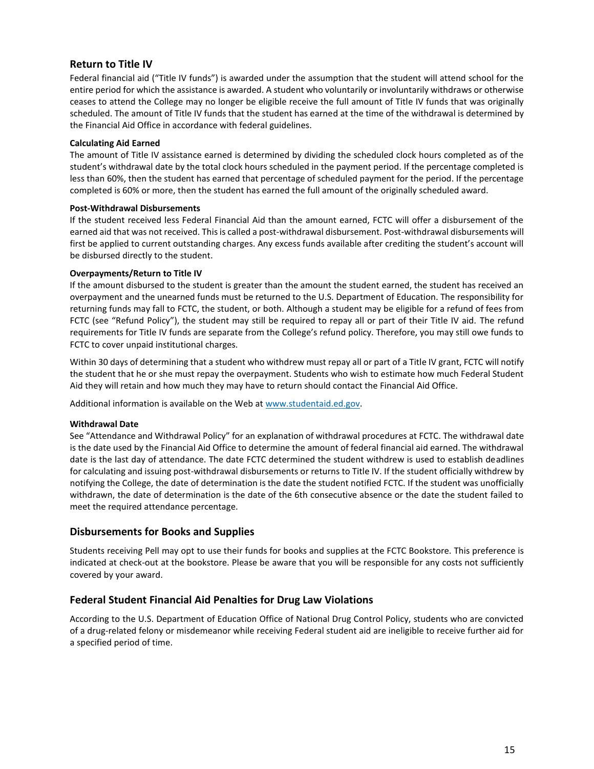## Return to Title IV

Federal financial aid ("Title IV funds") is awarded under the assumption that the student will attend school for the entire period for which the assistance is awarded. A student who voluntarily or involuntarily withdraws or otherwise ceases to attend the College may no longer be eligible receive the full amount of Title IV funds that was originally scheduled. The amount of Title IV funds that the student has earned at the time of the withdrawal is determined by the Financial Aid Office in accordance with federal guidelines.

#### Calculating Aid Earned

The amount of Title IV assistance earned is determined by dividing the scheduled clock hours completed as of the student's withdrawal date by the total clock hours scheduled in the payment period. If the percentage completed is less than 60%, then the student has earned that percentage of scheduled payment for the period. If the percentage completed is 60% or more, then the student has earned the full amount of the originally scheduled award.

#### Post-Withdrawal Disbursements

If the student received less Federal Financial Aid than the amount earned, FCTC will offer a disbursement of the earned aid that was not received. This is called a post-withdrawal disbursement. Post-withdrawal disbursements will first be applied to current outstanding charges. Any excess funds available after crediting the student's account will be disbursed directly to the student.

#### Overpayments/Return to Title IV

If the amount disbursed to the student is greater than the amount the student earned, the student has received an overpayment and the unearned funds must be returned to the U.S. Department of Education. The responsibility for returning funds may fall to FCTC, the student, or both. Although a student may be eligible for a refund of fees from FCTC (see "Refund Policy"), the student may still be required to repay all or part of their Title IV aid. The refund requirements for Title IV funds are separate from the College's refund policy. Therefore, you may still owe funds to FCTC to cover unpaid institutional charges.

Within 30 days of determining that a student who withdrew must repay all or part of a Title IV grant, FCTC will notify the student that he or she must repay the overpayment. Students who wish to estimate how much Federal Student Aid they will retain and how much they may have to return should contact the Financial Aid Office.

Additional information is available on the Web at [www.studentaid.ed.gov](http://www.studentaid.ed.gov).

#### Withdrawal Date

See "Attendance and Withdrawal Policy" for an explanation of withdrawal procedures at FCTC. The withdrawal date is the date used by the Financial Aid Office to determine the amount of federal financial aid earned. The withdrawal date is the last day of attendance. The date FCTC determined the student withdrew is used to establish deadlines for calculating and issuing post-withdrawal disbursements or returns to Title IV. If the student officially withdrew by notifying the College, the date of determination is the date the student notified FCTC. If the student was unofficially withdrawn, the date of determination is the date of the 6th consecutive absence or the date the student failed to meet the required attendance percentage.

## Disbursements for Books and Supplies

Students receiving Pell may opt to use their funds for books and supplies at the FCTC Bookstore. This preference is indicated at check-out at the bookstore. Please be aware that you will be responsible for any costs not sufficiently covered by your award.

## Federal Student Financial Aid Penalties for Drug Law Violations

According to the U.S. Department of Education Office of National Drug Control Policy, students who are convicted of a drug-related felony or misdemeanor while receiving Federal student aid are ineligible to receive further aid for a specified period of time.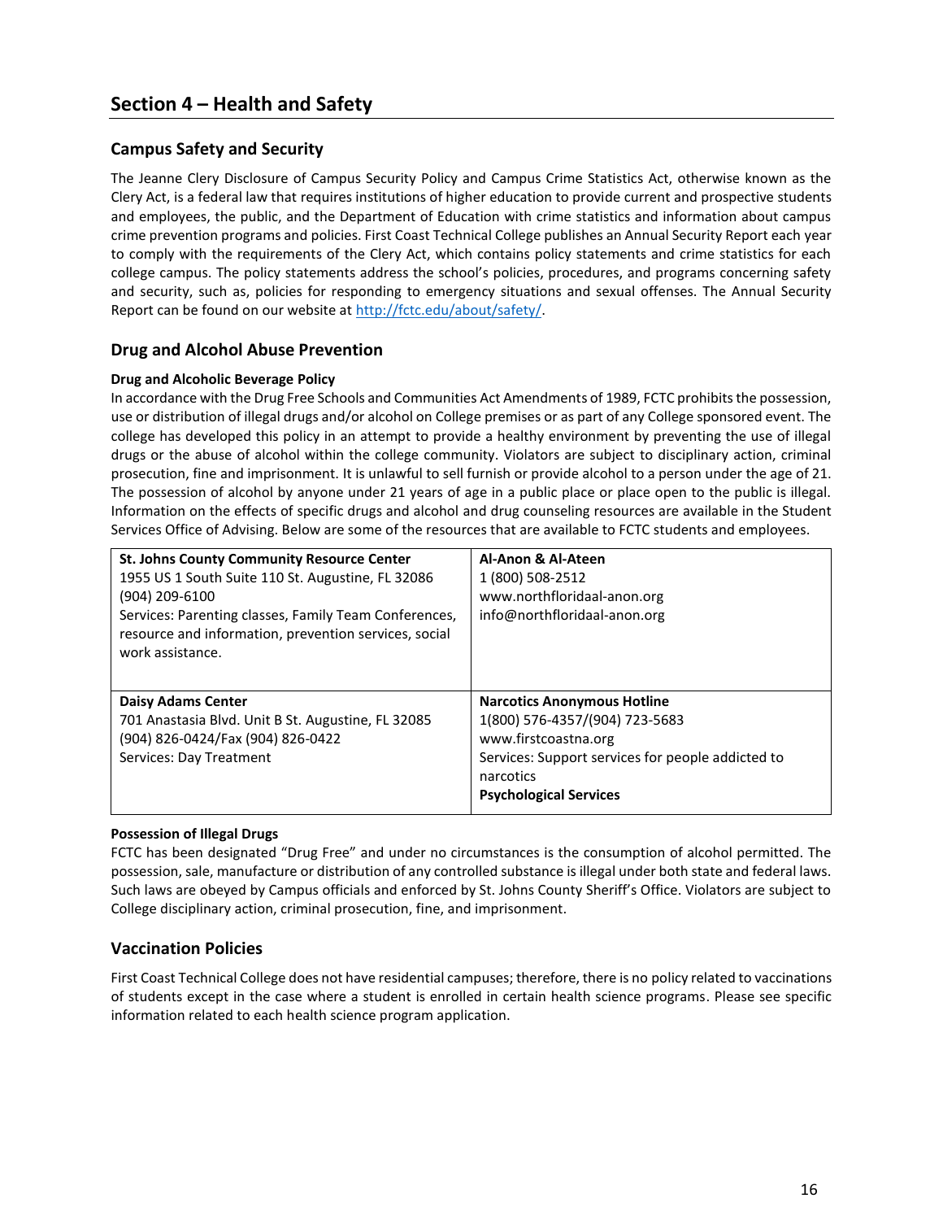# Section 4 – Health and Safety

## Campus Safety and Security

The Jeanne Clery Disclosure of Campus Security Policy and Campus Crime Statistics Act, otherwise known as the Clery Act, is a federal law that requires institutions of higher education to provide current and prospective students and employees, the public, and the Department of Education with crime statistics and information about campus crime prevention programs and policies. First Coast Technical College publishes an Annual Security Report each year to comply with the requirements of the Clery Act, which contains policy statements and crime statistics for each college campus. The policy statements address the school's policies, procedures, and programs concerning safety and security, such as, policies for responding to emergency situations and sexual offenses. The Annual Security Report can be found on our website at http://fctc.edu/about/safety/.

## Drug and Alcohol Abuse Prevention

**Drug and Alcoholic Beverage Policy**

In accordance with the Drug Free Schools and Communities Act Amendments of 1989, FCTC prohibits the possession, use or distribution of illegal drugs and/or alcohol on College premises or as part of any College sponsored event. The college has developed this policy in an attempt to provide a healthy environment by preventing the use of illegal drugs or the abuse of alcohol within the college community. Violators are subject to disciplinary action, criminal prosecution, fine and imprisonment. It is unlawful to sell furnish or provide alcohol to a person under the age of 21. The possession of alcohol by anyone under 21 years of age in a public place or place open to the public is illegal. Information on the effects of specific drugs and alcohol and drug counseling resources are available in the Student Services Office of Advising. Below are some of the resources that are available to FCTC students and employees.

| | |
|---|---|
| **St. Johns County Community Resource Center**<br>1955 US 1 South Suite 110 St. Augustine, FL 32086<br>(904) 209-6100<br>Services: Parenting classes, Family Team Conferences, resource and information, prevention services, social work assistance. | **Al-Anon & Al-Ateen**<br>1 (800) 508-2512<br>www.northfloridaal-anon.org<br>info@northfloridaal-anon.org |
| **Daisy Adams Center**<br>701 Anastasia Blvd. Unit B St. Augustine, FL 32085<br>(904) 826-0424/Fax (904) 826-0422<br>Services: Day Treatment | **Narcotics Anonymous Hotline**<br>1(800) 576-4357/(904) 723-5683<br>www.firstcoastna.org<br>Services: Support services for people addicted to narcotics<br>**Psychological Services** |

**Possession of Illegal Drugs**

FCTC has been designated "Drug Free" and under no circumstances is the consumption of alcohol permitted. The possession, sale, manufacture or distribution of any controlled substance is illegal under both state and federal laws. Such laws are obeyed by Campus officials and enforced by St. Johns County Sheriff's Office. Violators are subject to College disciplinary action, criminal prosecution, fine, and imprisonment.

## Vaccination Policies

First Coast Technical College does not have residential campuses; therefore, there is no policy related to vaccinations of students except in the case where a student is enrolled in certain health science programs. Please see specific information related to each health science program application.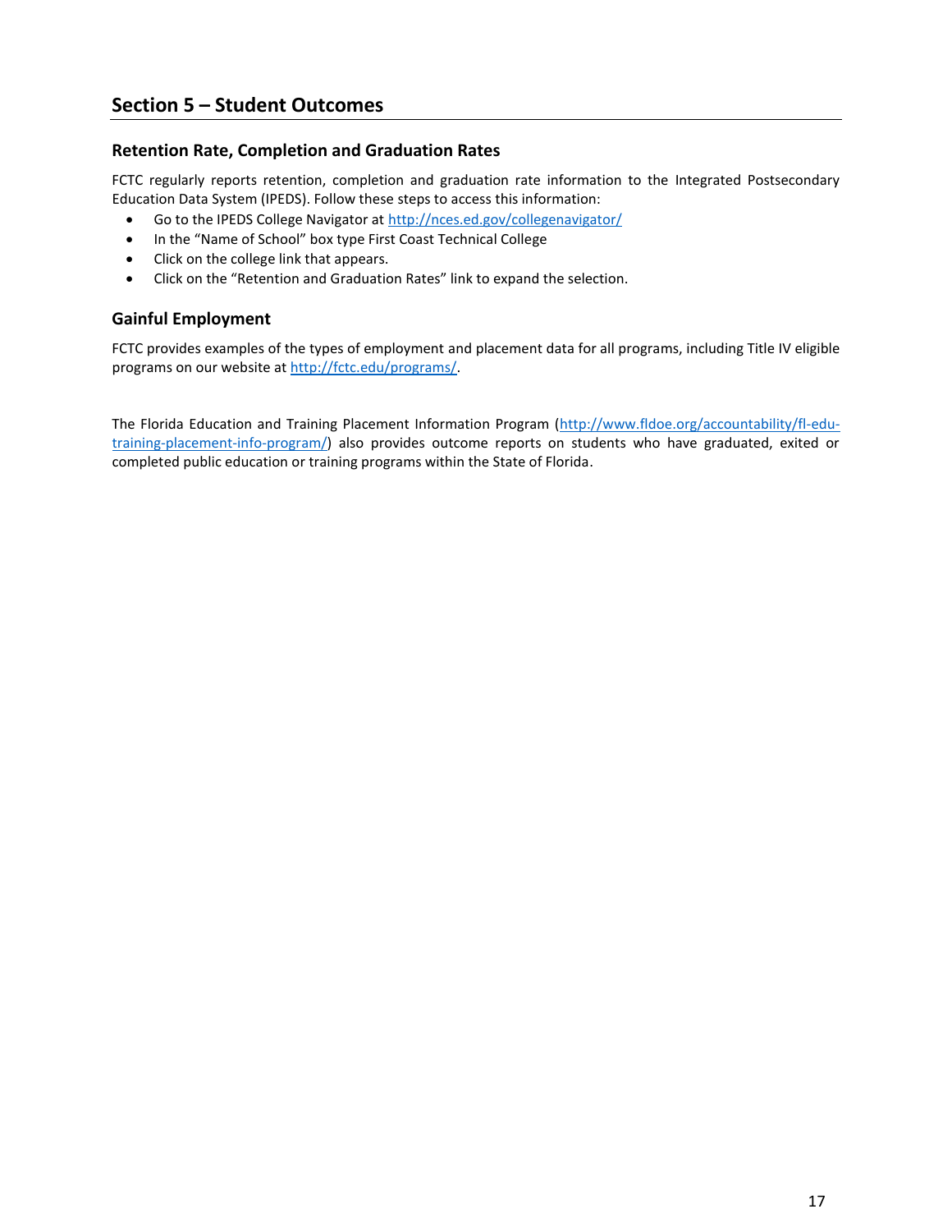## Section 5 – Student Outcomes

### Retention Rate, Completion and Graduation Rates

FCTC regularly reports retention, completion and graduation rate information to the Integrated Postsecondary Education Data System (IPEDS). Follow these steps to access this information:

- Go to the IPEDS College Navigator at http://nces.ed.gov/collegenavigator/
- In the "Name of School" box type First Coast Technical College
- Click on the college link that appears.
- Click on the "Retention and Graduation Rates" link to expand the selection.

### Gainful Employment

FCTC provides examples of the types of employment and placement data for all programs, including Title IV eligible programs on our website at http://fctc.edu/programs/.

The Florida Education and Training Placement Information Program (http://www.fldoe.org/accountability/fl-edu-training-placement-info-program/) also provides outcome reports on students who have graduated, exited or completed public education or training programs within the State of Florida.